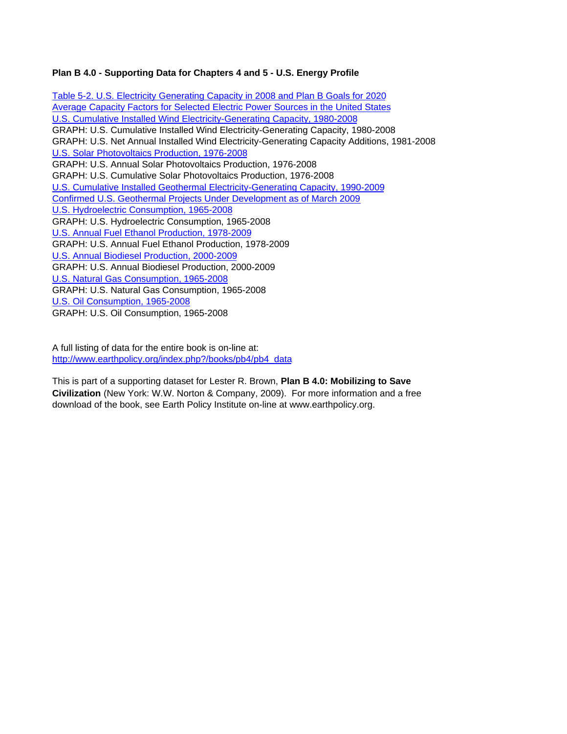**Plan B 4.0 - Supporting Data for Chapters 4 and 5 - U.S. Energy Profile**

Table 5-2. U.S. Electricity Generating Capacity in 2008 and Plan B Goals for 2020
Average Capacity Factors for Selected Electric Power Sources in the United States
U.S. Cumulative Installed Wind Electricity-Generating Capacity, 1980-2008
GRAPH: U.S. Cumulative Installed Wind Electricity-Generating Capacity, 1980-2008
GRAPH: U.S. Net Annual Installed Wind Electricity-Generating Capacity Additions, 1981-2008
U.S. Solar Photovoltaics Production, 1976-2008
GRAPH: U.S. Annual Solar Photovoltaics Production, 1976-2008
GRAPH: U.S. Cumulative Solar Photovoltaics Production, 1976-2008
U.S. Cumulative Installed Geothermal Electricity-Generating Capacity, 1990-2009
Confirmed U.S. Geothermal Projects Under Development as of March 2009
U.S. Hydroelectric Consumption, 1965-2008
GRAPH: U.S. Hydroelectric Consumption, 1965-2008
U.S. Annual Fuel Ethanol Production, 1978-2009
GRAPH: U.S. Annual Fuel Ethanol Production, 1978-2009
U.S. Annual Biodiesel Production, 2000-2009
GRAPH: U.S. Annual Biodiesel Production, 2000-2009
U.S. Natural Gas Consumption, 1965-2008
GRAPH: U.S. Natural Gas Consumption, 1965-2008
U.S. Oil Consumption, 1965-2008
GRAPH: U.S. Oil Consumption, 1965-2008

A full listing of data for the entire book is on-line at:
http://www.earthpolicy.org/index.php?/books/pb4/pb4_data

This is part of a supporting dataset for Lester R. Brown, **Plan B 4.0: Mobilizing to Save Civilization** (New York: W.W. Norton & Company, 2009). For more information and a free download of the book, see Earth Policy Institute on-line at www.earthpolicy.org.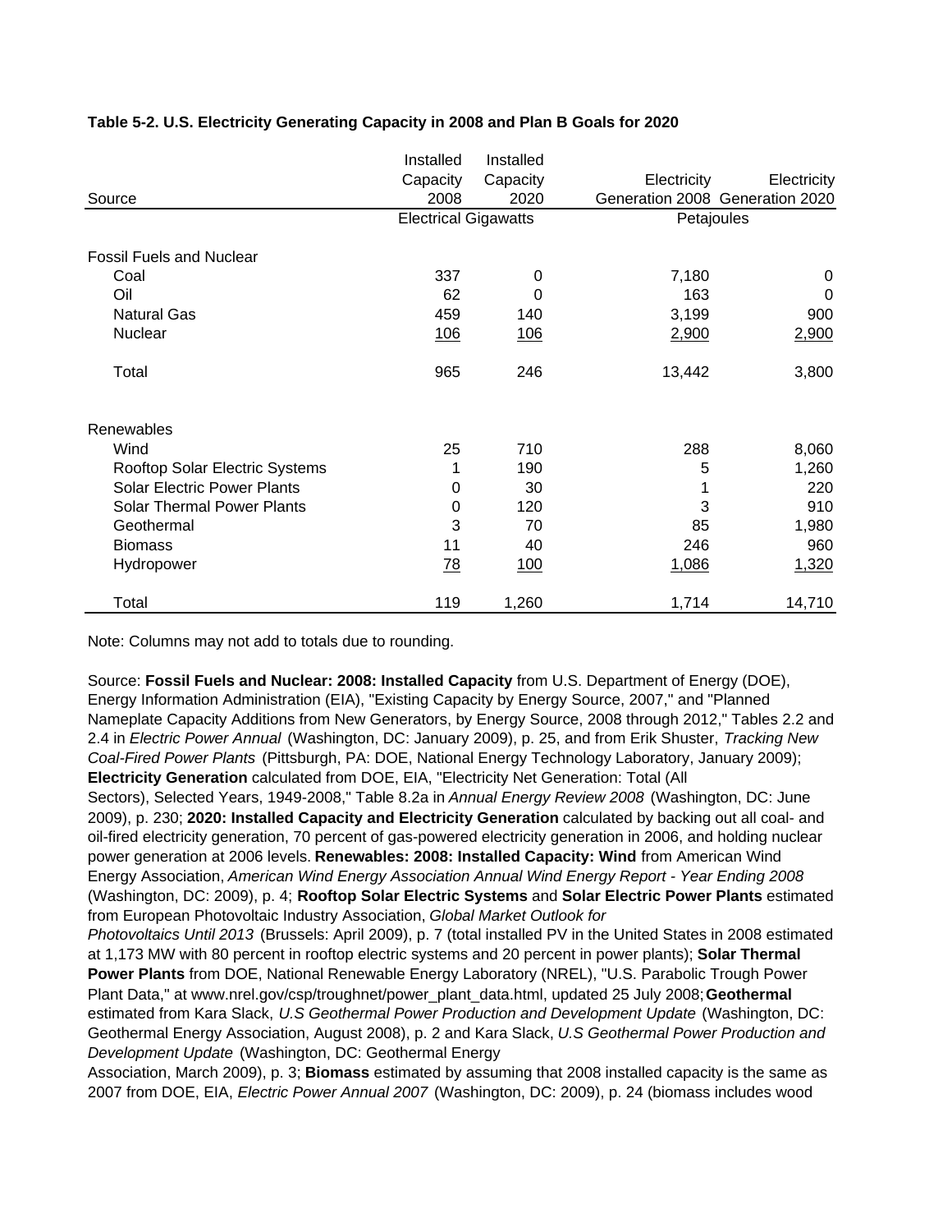**Table 5-2. U.S. Electricity Generating Capacity in 2008 and Plan B Goals for 2020**

| Source | Installed Capacity 2008 | Installed Capacity 2020 | Electricity Generation 2008 | Electricity Generation 2020 |
|---|---|---|---|---|
| | Electrical Gigawatts | | Petajoules | |
| **Fossil Fuels and Nuclear** | | | | |
| Coal | 337 | 0 | 7,180 | 0 |
| Oil | 62 | 0 | 163 | 0 |
| Natural Gas | 459 | 140 | 3,199 | 900 |
| Nuclear | 106 | 106 | 2,900 | 2,900 |
| Total | 965 | 246 | 13,442 | 3,800 |
| **Renewables** | | | | |
| Wind | 25 | 710 | 288 | 8,060 |
| Rooftop Solar Electric Systems | 1 | 190 | 5 | 1,260 |
| Solar Electric Power Plants | 0 | 30 | 1 | 220 |
| Solar Thermal Power Plants | 0 | 120 | 3 | 910 |
| Geothermal | 3 | 70 | 85 | 1,980 |
| Biomass | 11 | 40 | 246 | 960 |
| Hydropower | 78 | 100 | 1,086 | 1,320 |
| Total | 119 | 1,260 | 1,714 | 14,710 |

Note: Columns may not add to totals due to rounding.

Source: **Fossil Fuels and Nuclear: 2008: Installed Capacity** from U.S. Department of Energy (DOE), Energy Information Administration (EIA), "Existing Capacity by Energy Source, 2007," and "Planned Nameplate Capacity Additions from New Generators, by Energy Source, 2008 through 2012," Tables 2.2 and 2.4 in *Electric Power Annual* (Washington, DC: January 2009), p. 25, and from Erik Shuster, *Tracking New Coal-Fired Power Plants* (Pittsburgh, PA: DOE, National Energy Technology Laboratory, January 2009); **Electricity Generation** calculated from DOE, EIA, "Electricity Net Generation: Total (All Sectors), Selected Years, 1949-2008," Table 8.2a in *Annual Energy Review 2008* (Washington, DC: June 2009), p. 230; **2020: Installed Capacity and Electricity Generation** calculated by backing out all coal- and oil-fired electricity generation, 70 percent of gas-powered electricity generation in 2006, and holding nuclear power generation at 2006 levels. **Renewables: 2008: Installed Capacity: Wind** from American Wind Energy Association, *American Wind Energy Association Annual Wind Energy Report - Year Ending 2008* (Washington, DC: 2009), p. 4; **Rooftop Solar Electric Systems** and **Solar Electric Power Plants** estimated from European Photovoltaic Industry Association, *Global Market Outlook for Photovoltaics Until 2013* (Brussels: April 2009), p. 7 (total installed PV in the United States in 2008 estimated at 1,173 MW with 80 percent in rooftop electric systems and 20 percent in power plants); **Solar Thermal Power Plants** from DOE, National Renewable Energy Laboratory (NREL), "U.S. Parabolic Trough Power Plant Data," at www.nrel.gov/csp/troughnet/power_plant_data.html, updated 25 July 2008; **Geothermal** estimated from Kara Slack, *U.S Geothermal Power Production and Development Update* (Washington, DC: Geothermal Energy Association, August 2008), p. 2 and Kara Slack, *U.S Geothermal Power Production and Development Update* (Washington, DC: Geothermal Energy Association, March 2009), p. 3; **Biomass** estimated by assuming that 2008 installed capacity is the same as 2007 from DOE, EIA, *Electric Power Annual 2007* (Washington, DC: 2009), p. 24 (biomass includes wood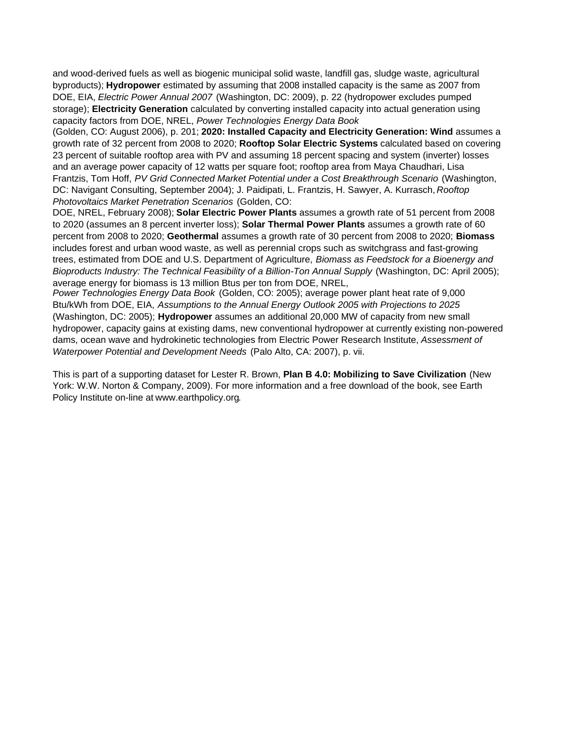and wood-derived fuels as well as biogenic municipal solid waste, landfill gas, sludge waste, agricultural byproducts); **Hydropower** estimated by assuming that 2008 installed capacity is the same as 2007 from DOE, EIA, *Electric Power Annual 2007* (Washington, DC: 2009), p. 22 (hydropower excludes pumped storage); **Electricity Generation** calculated by converting installed capacity into actual generation using capacity factors from DOE, NREL, *Power Technologies Energy Data Book* (Golden, CO: August 2006), p. 201; **2020: Installed Capacity and Electricity Generation: Wind** assumes a growth rate of 32 percent from 2008 to 2020; **Rooftop Solar Electric Systems** calculated based on covering 23 percent of suitable rooftop area with PV and assuming 18 percent spacing and system (inverter) losses and an average power capacity of 12 watts per square foot; rooftop area from Maya Chaudhari, Lisa Frantzis, Tom Hoff, *PV Grid Connected Market Potential under a Cost Breakthrough Scenario* (Washington, DC: Navigant Consulting, September 2004); J. Paidipati, L. Frantzis, H. Sawyer, A. Kurrasch, *Rooftop Photovoltaics Market Penetration Scenarios* (Golden, CO: DOE, NREL, February 2008); **Solar Electric Power Plants** assumes a growth rate of 51 percent from 2008 to 2020 (assumes an 8 percent inverter loss); **Solar Thermal Power Plants** assumes a growth rate of 60 percent from 2008 to 2020; **Geothermal** assumes a growth rate of 30 percent from 2008 to 2020; **Biomass** includes forest and urban wood waste, as well as perennial crops such as switchgrass and fast-growing trees, estimated from DOE and U.S. Department of Agriculture, *Biomass as Feedstock for a Bioenergy and Bioproducts Industry: The Technical Feasibility of a Billion-Ton Annual Supply* (Washington, DC: April 2005); average energy for biomass is 13 million Btus per ton from DOE, NREL, *Power Technologies Energy Data Book* (Golden, CO: 2005); average power plant heat rate of 9,000 Btu/kWh from DOE, EIA, *Assumptions to the Annual Energy Outlook 2005 with Projections to 2025* (Washington, DC: 2005); **Hydropower** assumes an additional 20,000 MW of capacity from new small hydropower, capacity gains at existing dams, new conventional hydropower at currently existing non-powered dams, ocean wave and hydrokinetic technologies from Electric Power Research Institute, *Assessment of Waterpower Potential and Development Needs* (Palo Alto, CA: 2007), p. vii.

This is part of a supporting dataset for Lester R. Brown, **Plan B 4.0: Mobilizing to Save Civilization** (New York: W.W. Norton & Company, 2009). For more information and a free download of the book, see Earth Policy Institute on-line at www.earthpolicy.org.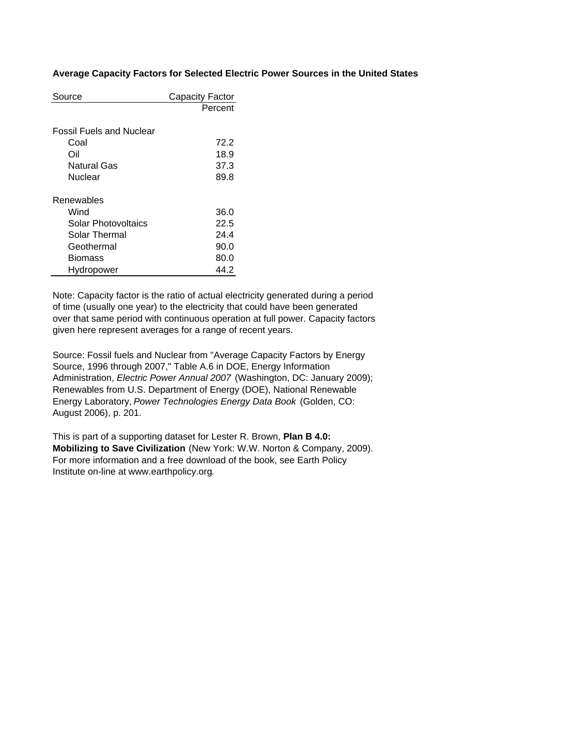**Average Capacity Factors for Selected Electric Power Sources in the United States**

| Source | Capacity Factor |
|---|---|
| | Percent |
| Fossil Fuels and Nuclear | |
| Coal | 72.2 |
| Oil | 18.9 |
| Natural Gas | 37.3 |
| Nuclear | 89.8 |
| Renewables | |
| Wind | 36.0 |
| Solar Photovoltaics | 22.5 |
| Solar Thermal | 24.4 |
| Geothermal | 90.0 |
| Biomass | 80.0 |
| Hydropower | 44.2 |

Note: Capacity factor is the ratio of actual electricity generated during a period of time (usually one year) to the electricity that could have been generated over that same period with continuous operation at full power. Capacity factors given here represent averages for a range of recent years.

Source: Fossil fuels and Nuclear from "Average Capacity Factors by Energy Source, 1996 through 2007," Table A.6 in DOE, Energy Information Administration, *Electric Power Annual 2007* (Washington, DC: January 2009); Renewables from U.S. Department of Energy (DOE), National Renewable Energy Laboratory, *Power Technologies Energy Data Book* (Golden, CO: August 2006), p. 201.

This is part of a supporting dataset for Lester R. Brown, **Plan B 4.0: Mobilizing to Save Civilization** (New York: W.W. Norton & Company, 2009). For more information and a free download of the book, see Earth Policy Institute on-line at www.earthpolicy.org.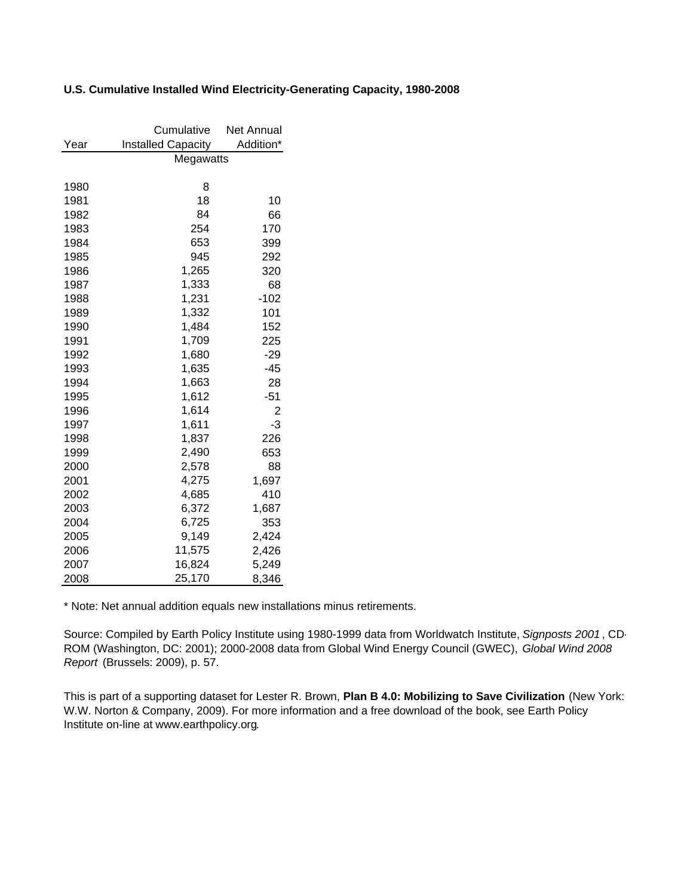**U.S. Cumulative Installed Wind Electricity-Generating Capacity, 1980-2008**

| Year | Cumulative Installed Capacity | Net Annual Addition* |
|---|---|---|
| | Megawatts | |
| 1980 | 8 | |
| 1981 | 18 | 10 |
| 1982 | 84 | 66 |
| 1983 | 254 | 170 |
| 1984 | 653 | 399 |
| 1985 | 945 | 292 |
| 1986 | 1,265 | 320 |
| 1987 | 1,333 | 68 |
| 1988 | 1,231 | -102 |
| 1989 | 1,332 | 101 |
| 1990 | 1,484 | 152 |
| 1991 | 1,709 | 225 |
| 1992 | 1,680 | -29 |
| 1993 | 1,635 | -45 |
| 1994 | 1,663 | 28 |
| 1995 | 1,612 | -51 |
| 1996 | 1,614 | 2 |
| 1997 | 1,611 | -3 |
| 1998 | 1,837 | 226 |
| 1999 | 2,490 | 653 |
| 2000 | 2,578 | 88 |
| 2001 | 4,275 | 1,697 |
| 2002 | 4,685 | 410 |
| 2003 | 6,372 | 1,687 |
| 2004 | 6,725 | 353 |
| 2005 | 9,149 | 2,424 |
| 2006 | 11,575 | 2,426 |
| 2007 | 16,824 | 5,249 |
| 2008 | 25,170 | 8,346 |

* Note: Net annual addition equals new installations minus retirements.

Source: Compiled by Earth Policy Institute using 1980-1999 data from Worldwatch Institute, *Signposts 2001*, CD-ROM (Washington, DC: 2001); 2000-2008 data from Global Wind Energy Council (GWEC), *Global Wind 2008 Report* (Brussels: 2009), p. 57.

This is part of a supporting dataset for Lester R. Brown, **Plan B 4.0: Mobilizing to Save Civilization** (New York: W.W. Norton & Company, 2009). For more information and a free download of the book, see Earth Policy Institute on-line at www.earthpolicy.org.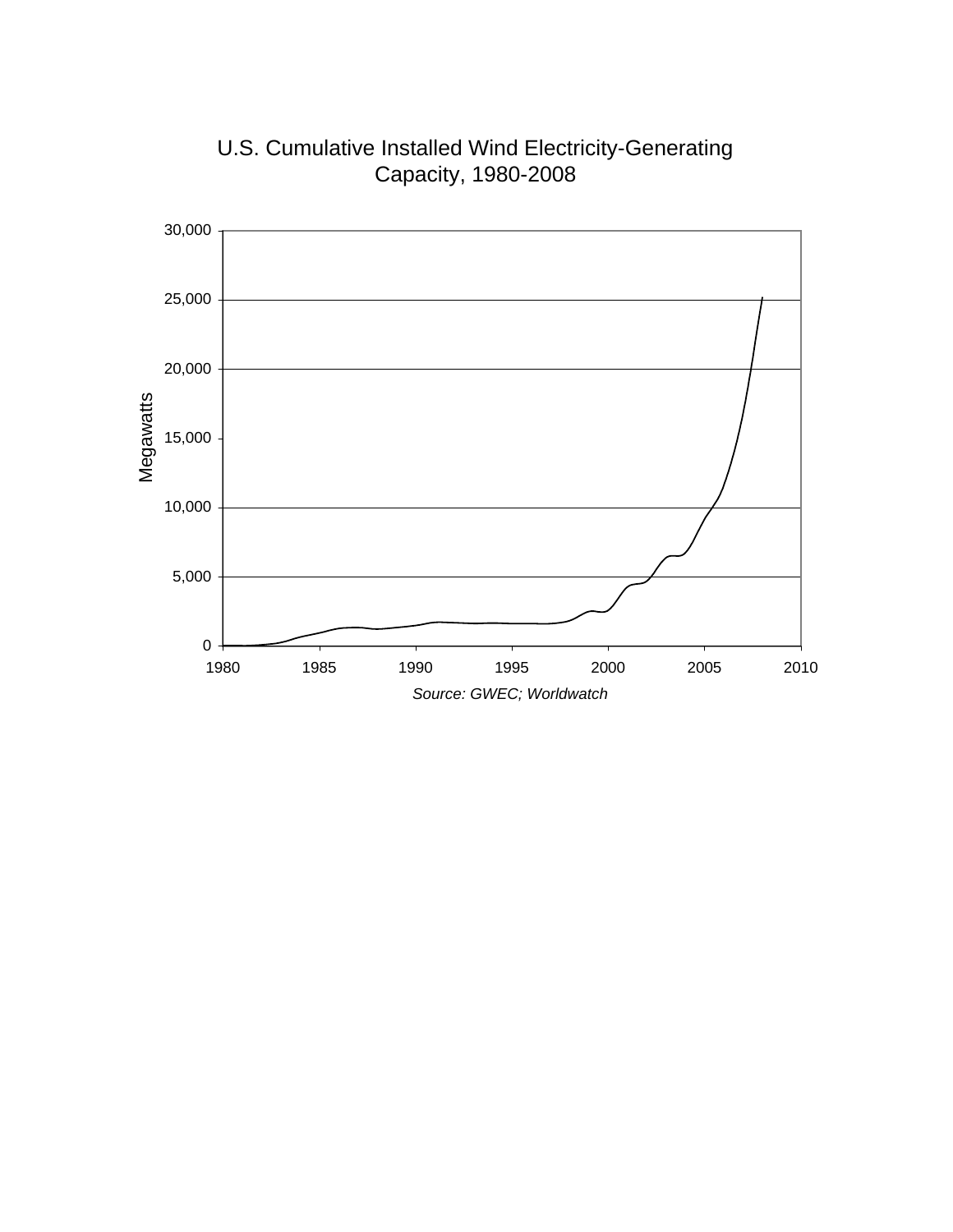U.S. Cumulative Installed Wind Electricity-Generating Capacity, 1980-2008

*Source: GWEC; Worldwatch*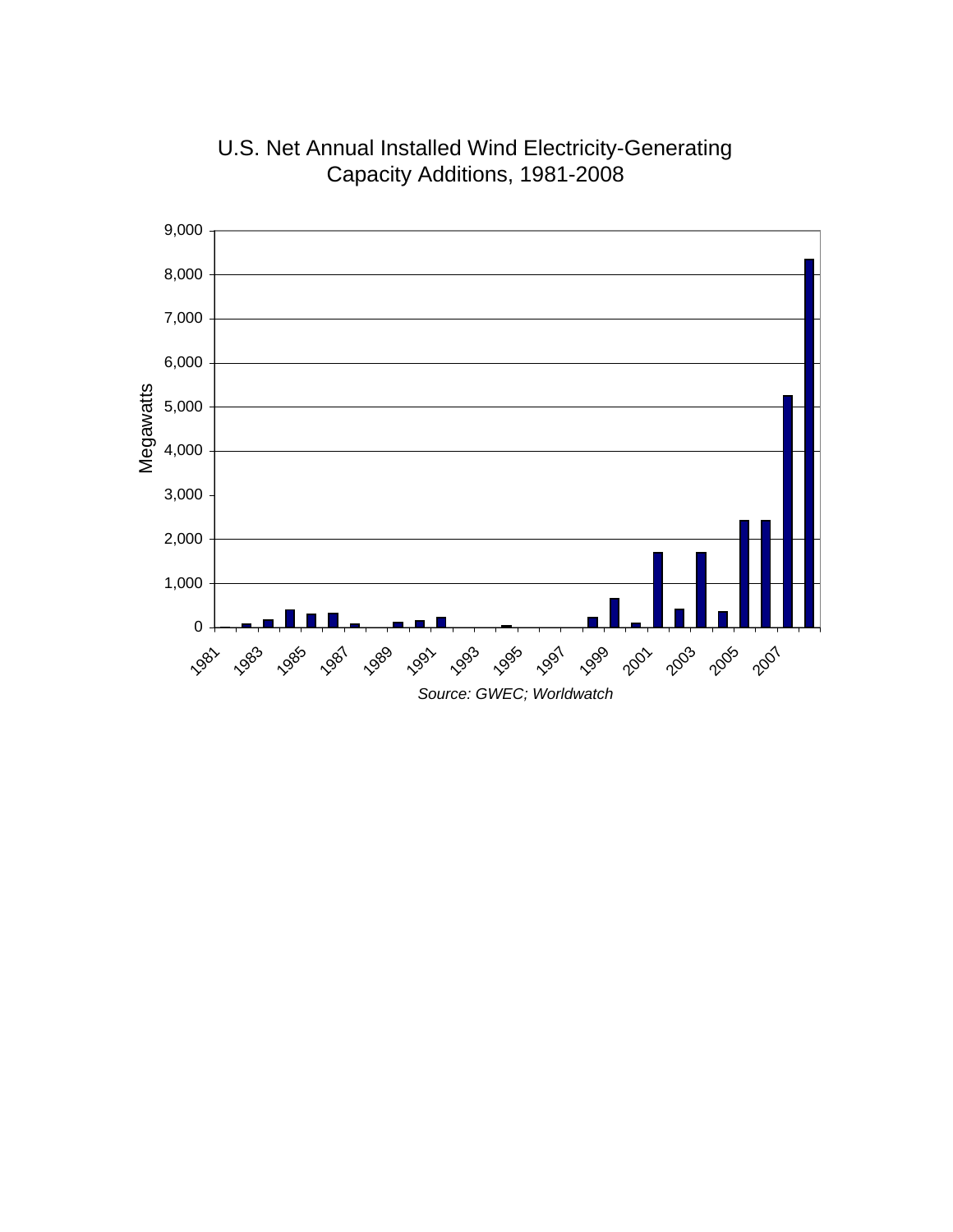U.S. Net Annual Installed Wind Electricity-Generating Capacity Additions, 1981-2008

Megawatts

9,000
8,000
7,000
6,000
5,000
4,000
3,000
2,000
1,000
0

1981 1983 1985 1987 1989 1991 1993 1995 1997 1999 2001 2003 2005 2007

*Source: GWEC; Worldwatch*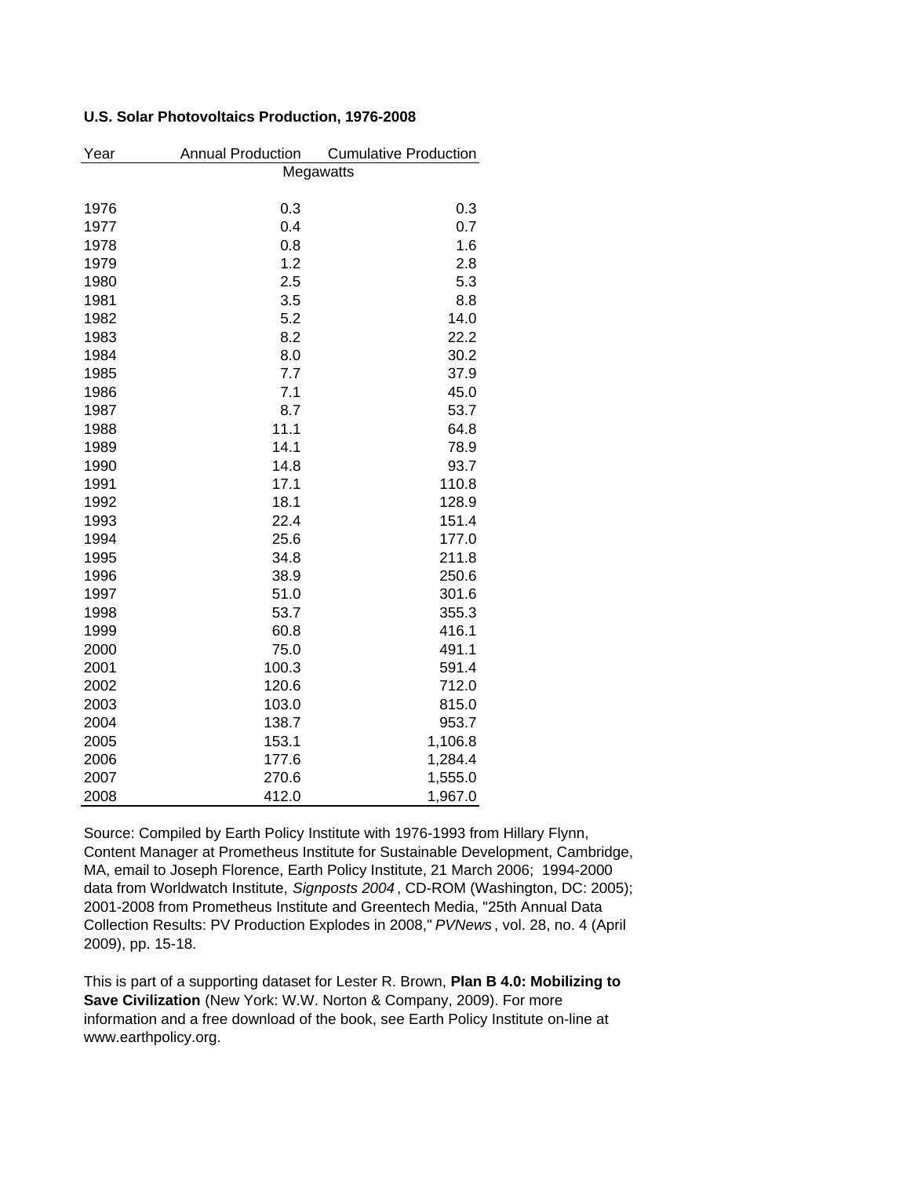**U.S. Solar Photovoltaics Production, 1976-2008**

| Year | Annual Production | Cumulative Production |
|---|---|---|
| | Megawatts | |
| 1976 | 0.3 | 0.3 |
| 1977 | 0.4 | 0.7 |
| 1978 | 0.8 | 1.6 |
| 1979 | 1.2 | 2.8 |
| 1980 | 2.5 | 5.3 |
| 1981 | 3.5 | 8.8 |
| 1982 | 5.2 | 14.0 |
| 1983 | 8.2 | 22.2 |
| 1984 | 8.0 | 30.2 |
| 1985 | 7.7 | 37.9 |
| 1986 | 7.1 | 45.0 |
| 1987 | 8.7 | 53.7 |
| 1988 | 11.1 | 64.8 |
| 1989 | 14.1 | 78.9 |
| 1990 | 14.8 | 93.7 |
| 1991 | 17.1 | 110.8 |
| 1992 | 18.1 | 128.9 |
| 1993 | 22.4 | 151.4 |
| 1994 | 25.6 | 177.0 |
| 1995 | 34.8 | 211.8 |
| 1996 | 38.9 | 250.6 |
| 1997 | 51.0 | 301.6 |
| 1998 | 53.7 | 355.3 |
| 1999 | 60.8 | 416.1 |
| 2000 | 75.0 | 491.1 |
| 2001 | 100.3 | 591.4 |
| 2002 | 120.6 | 712.0 |
| 2003 | 103.0 | 815.0 |
| 2004 | 138.7 | 953.7 |
| 2005 | 153.1 | 1,106.8 |
| 2006 | 177.6 | 1,284.4 |
| 2007 | 270.6 | 1,555.0 |
| 2008 | 412.0 | 1,967.0 |

Source: Compiled by Earth Policy Institute with 1976-1993 from Hillary Flynn, Content Manager at Prometheus Institute for Sustainable Development, Cambridge, MA, email to Joseph Florence, Earth Policy Institute, 21 March 2006; 1994-2000 data from Worldwatch Institute, *Signposts 2004*, CD-ROM (Washington, DC: 2005); 2001-2008 from Prometheus Institute and Greentech Media, "25th Annual Data Collection Results: PV Production Explodes in 2008," *PVNews*, vol. 28, no. 4 (April 2009), pp. 15-18.

This is part of a supporting dataset for Lester R. Brown, **Plan B 4.0: Mobilizing to Save Civilization** (New York: W.W. Norton & Company, 2009). For more information and a free download of the book, see Earth Policy Institute on-line at www.earthpolicy.org.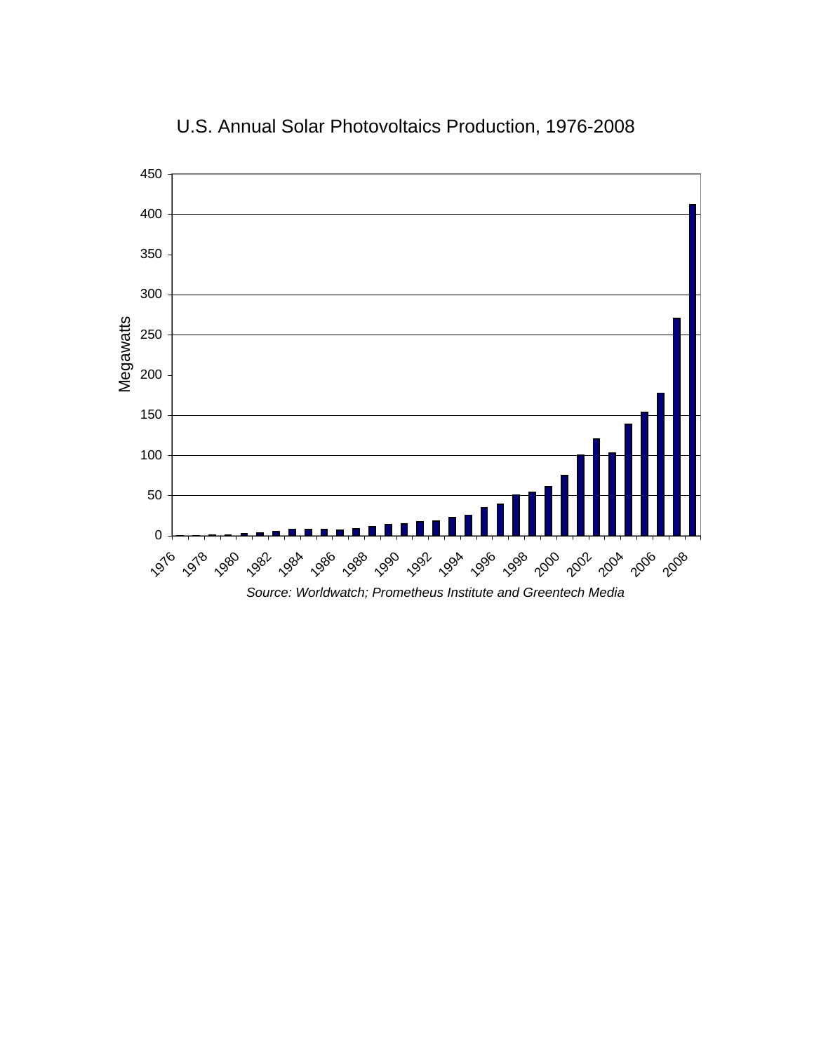U.S. Annual Solar Photovoltaics Production, 1976-2008

Source: Worldwatch; Prometheus Institute and Greentech Media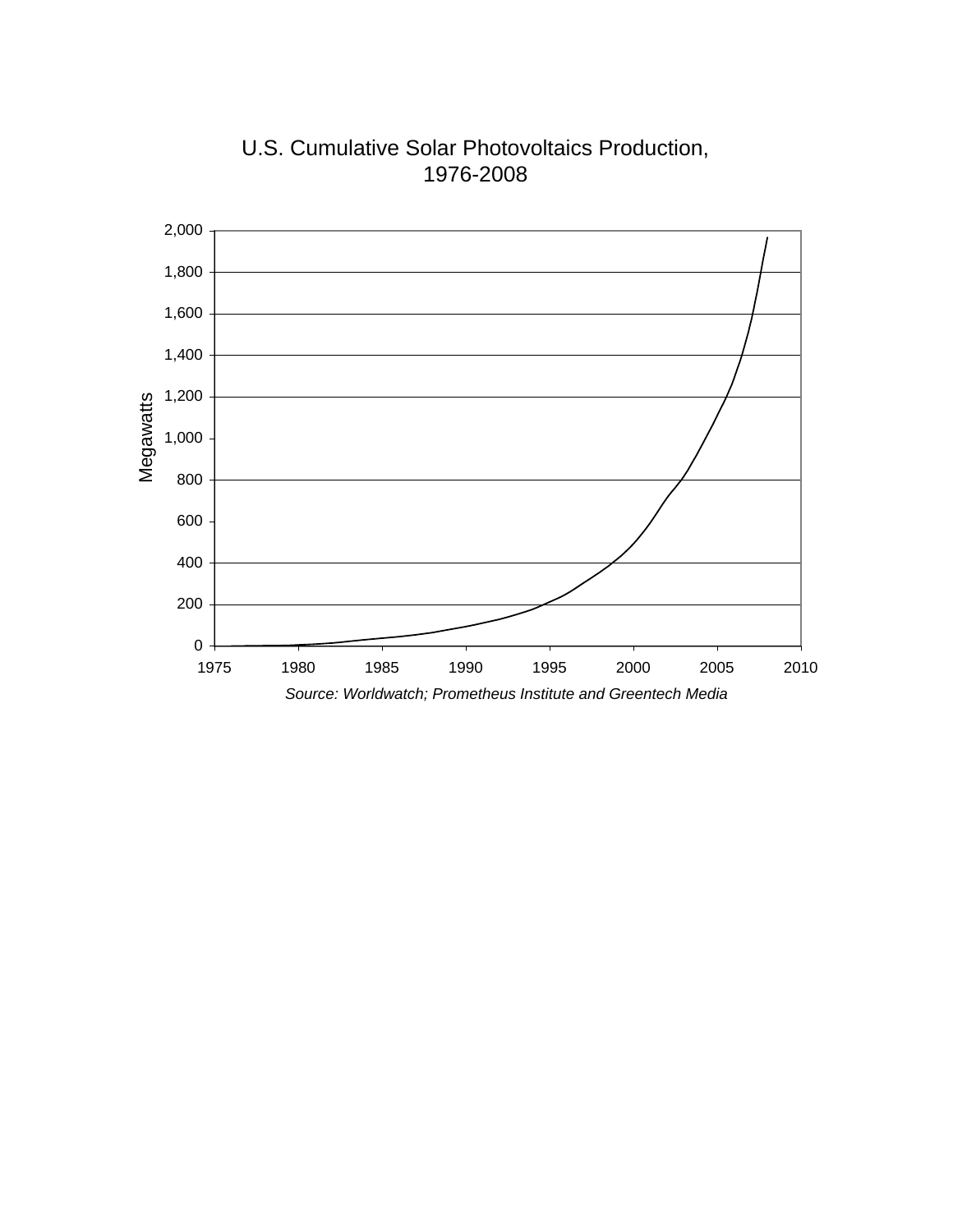U.S. Cumulative Solar Photovoltaics Production, 1976-2008

Megawatts

2,000
1,800
1,600
1,400
1,200
1,000
800
600
400
200
0

1975 1980 1985 1990 1995 2000 2005 2010

*Source: Worldwatch; Prometheus Institute and Greentech Media*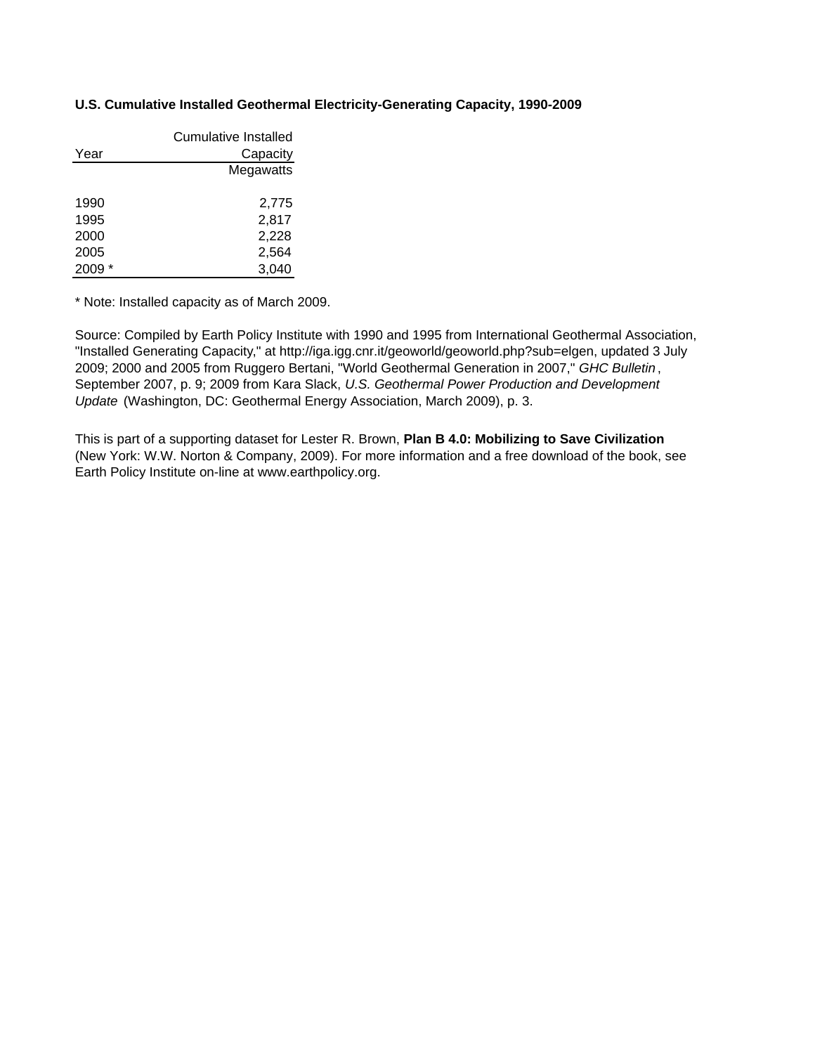**U.S. Cumulative Installed Geothermal Electricity-Generating Capacity, 1990-2009**

| Year | Cumulative Installed Capacity |
|---|---|
| | Megawatts |
| 1990 | 2,775 |
| 1995 | 2,817 |
| 2000 | 2,228 |
| 2005 | 2,564 |
| 2009 * | 3,040 |

* Note: Installed capacity as of March 2009.

Source: Compiled by Earth Policy Institute with 1990 and 1995 from International Geothermal Association, "Installed Generating Capacity," at http://iga.igg.cnr.it/geoworld/geoworld.php?sub=elgen, updated 3 July 2009; 2000 and 2005 from Ruggero Bertani, "World Geothermal Generation in 2007," *GHC Bulletin*, September 2007, p. 9; 2009 from Kara Slack, *U.S. Geothermal Power Production and Development Update* (Washington, DC: Geothermal Energy Association, March 2009), p. 3.

This is part of a supporting dataset for Lester R. Brown, **Plan B 4.0: Mobilizing to Save Civilization** (New York: W.W. Norton & Company, 2009). For more information and a free download of the book, see Earth Policy Institute on-line at www.earthpolicy.org.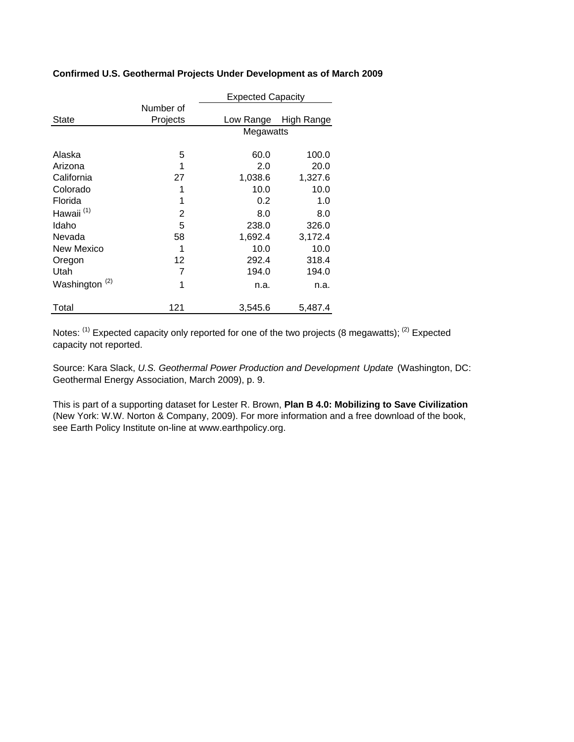**Confirmed U.S. Geothermal Projects Under Development as of March 2009**

| State | Number of Projects | Expected Capacity | |
|---|---|---|---|
| | | Low Range | High Range |
| | | Megawatts | |
| Alaska | 5 | 60.0 | 100.0 |
| Arizona | 1 | 2.0 | 20.0 |
| California | 27 | 1,038.6 | 1,327.6 |
| Colorado | 1 | 10.0 | 10.0 |
| Florida | 1 | 0.2 | 1.0 |
| Hawaii [1] | 2 | 8.0 | 8.0 |
| Idaho | 5 | 238.0 | 326.0 |
| Nevada | 58 | 1,692.4 | 3,172.4 |
| New Mexico | 1 | 10.0 | 10.0 |
| Oregon | 12 | 292.4 | 318.4 |
| Utah | 7 | 194.0 | 194.0 |
| Washington [2] | 1 | n.a. | n.a. |
| Total | 121 | 3,545.6 | 5,487.4 |

Notes: [1] Expected capacity only reported for one of the two projects (8 megawatts); [2] Expected capacity not reported.

Source: Kara Slack, *U.S. Geothermal Power Production and Development Update* (Washington, DC: Geothermal Energy Association, March 2009), p. 9.

This is part of a supporting dataset for Lester R. Brown, **Plan B 4.0: Mobilizing to Save Civilization** (New York: W.W. Norton & Company, 2009). For more information and a free download of the book, see Earth Policy Institute on-line at www.earthpolicy.org.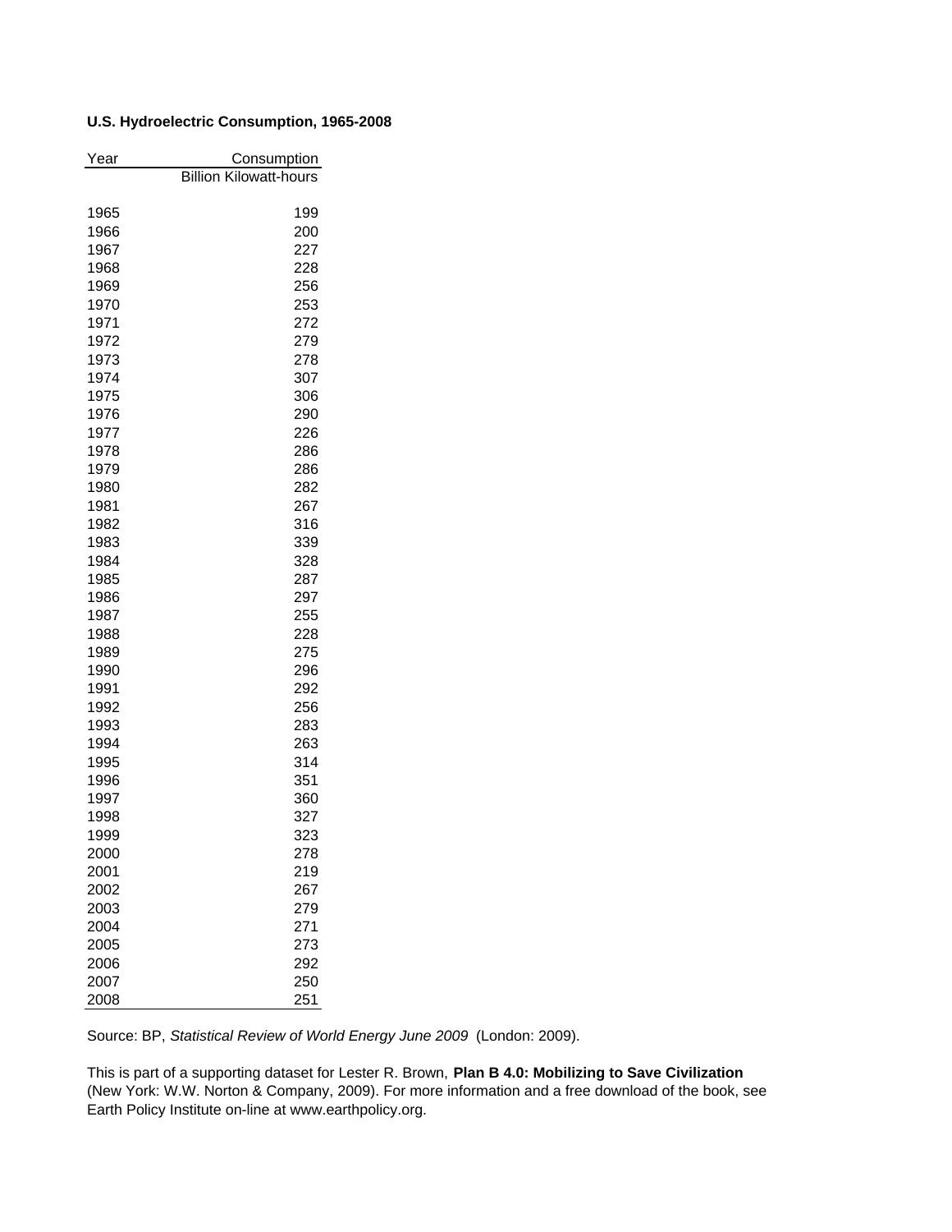**U.S. Hydroelectric Consumption, 1965-2008**

| Year | Consumption |
|---|---|
| | Billion Kilowatt-hours |
| 1965 | 199 |
| 1966 | 200 |
| 1967 | 227 |
| 1968 | 228 |
| 1969 | 256 |
| 1970 | 253 |
| 1971 | 272 |
| 1972 | 279 |
| 1973 | 278 |
| 1974 | 307 |
| 1975 | 306 |
| 1976 | 290 |
| 1977 | 226 |
| 1978 | 286 |
| 1979 | 286 |
| 1980 | 282 |
| 1981 | 267 |
| 1982 | 316 |
| 1983 | 339 |
| 1984 | 328 |
| 1985 | 287 |
| 1986 | 297 |
| 1987 | 255 |
| 1988 | 228 |
| 1989 | 275 |
| 1990 | 296 |
| 1991 | 292 |
| 1992 | 256 |
| 1993 | 283 |
| 1994 | 263 |
| 1995 | 314 |
| 1996 | 351 |
| 1997 | 360 |
| 1998 | 327 |
| 1999 | 323 |
| 2000 | 278 |
| 2001 | 219 |
| 2002 | 267 |
| 2003 | 279 |
| 2004 | 271 |
| 2005 | 273 |
| 2006 | 292 |
| 2007 | 250 |
| 2008 | 251 |

Source: BP, *Statistical Review of World Energy June 2009* (London: 2009).

This is part of a supporting dataset for Lester R. Brown, **Plan B 4.0: Mobilizing to Save Civilization** (New York: W.W. Norton & Company, 2009). For more information and a free download of the book, see Earth Policy Institute on-line at www.earthpolicy.org.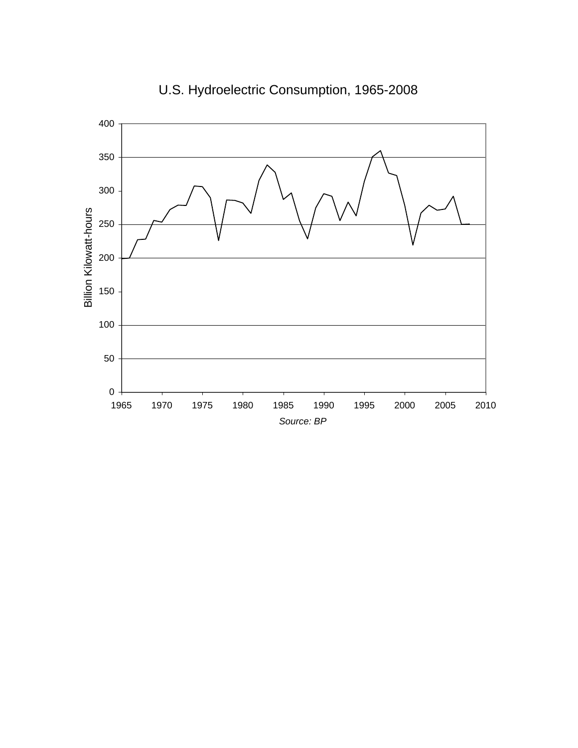U.S. Hydroelectric Consumption, 1965-2008

Billion Kilowatt-hours

*Source: BP*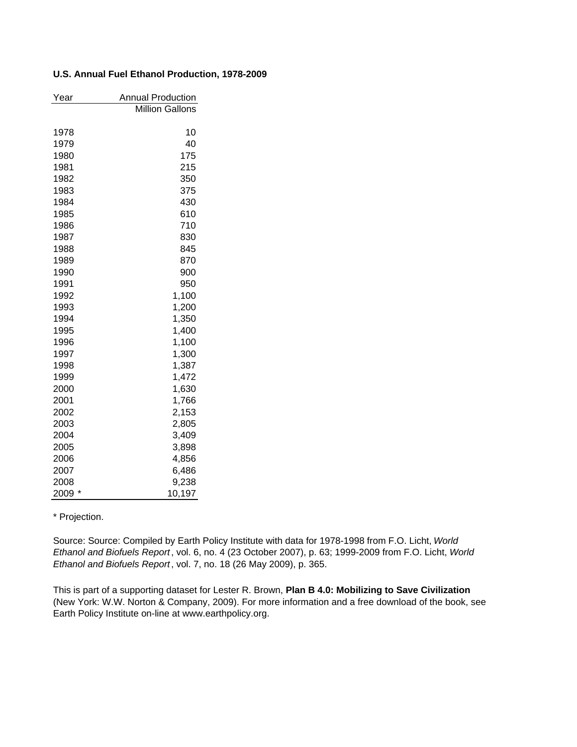**U.S. Annual Fuel Ethanol Production, 1978-2009**

| Year | Annual Production |
|---|---|
| | Million Gallons |
| 1978 | 10 |
| 1979 | 40 |
| 1980 | 175 |
| 1981 | 215 |
| 1982 | 350 |
| 1983 | 375 |
| 1984 | 430 |
| 1985 | 610 |
| 1986 | 710 |
| 1987 | 830 |
| 1988 | 845 |
| 1989 | 870 |
| 1990 | 900 |
| 1991 | 950 |
| 1992 | 1,100 |
| 1993 | 1,200 |
| 1994 | 1,350 |
| 1995 | 1,400 |
| 1996 | 1,100 |
| 1997 | 1,300 |
| 1998 | 1,387 |
| 1999 | 1,472 |
| 2000 | 1,630 |
| 2001 | 1,766 |
| 2002 | 2,153 |
| 2003 | 2,805 |
| 2004 | 3,409 |
| 2005 | 3,898 |
| 2006 | 4,856 |
| 2007 | 6,486 |
| 2008 | 9,238 |
| 2009 * | 10,197 |

* Projection.

Source: Source: Compiled by Earth Policy Institute with data for 1978-1998 from F.O. Licht, *World Ethanol and Biofuels Report*, vol. 6, no. 4 (23 October 2007), p. 63; 1999-2009 from F.O. Licht, *World Ethanol and Biofuels Report*, vol. 7, no. 18 (26 May 2009), p. 365.

This is part of a supporting dataset for Lester R. Brown, **Plan B 4.0: Mobilizing to Save Civilization** (New York: W.W. Norton & Company, 2009). For more information and a free download of the book, see Earth Policy Institute on-line at www.earthpolicy.org.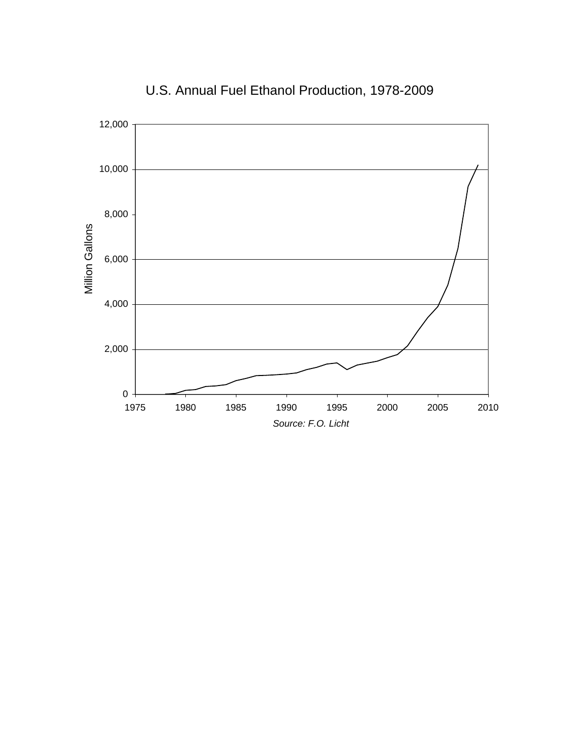U.S. Annual Fuel Ethanol Production, 1978-2009

*Source: F.O. Licht*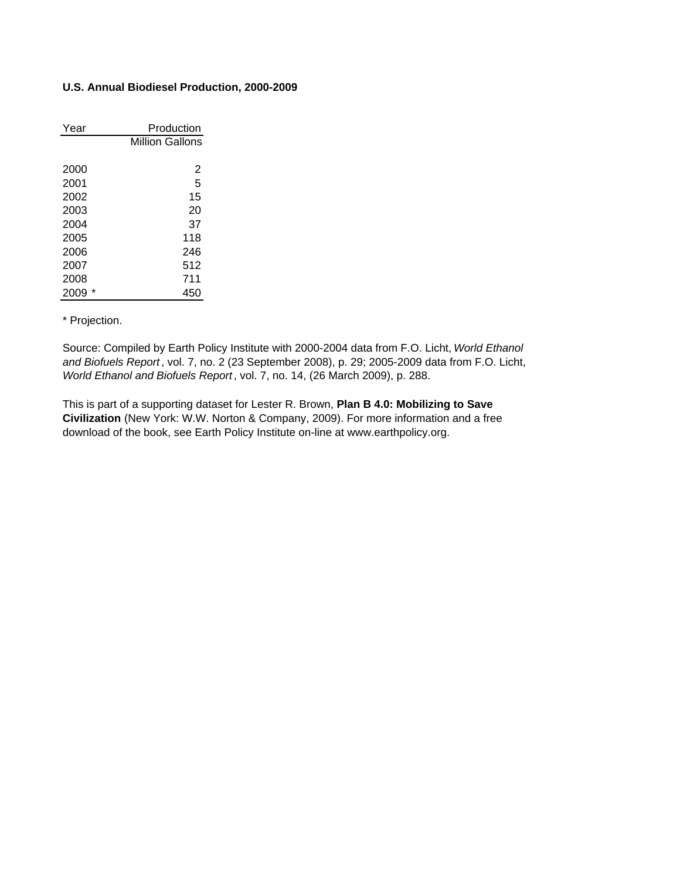**U.S. Annual Biodiesel Production, 2000-2009**

| Year | Production |
|---|---|
| | Million Gallons |
| 2000 | 2 |
| 2001 | 5 |
| 2002 | 15 |
| 2003 | 20 |
| 2004 | 37 |
| 2005 | 118 |
| 2006 | 246 |
| 2007 | 512 |
| 2008 | 711 |
| 2009 * | 450 |

\* Projection.

Source: Compiled by Earth Policy Institute with 2000-2004 data from F.O. Licht, *World Ethanol and Biofuels Report*, vol. 7, no. 2 (23 September 2008), p. 29; 2005-2009 data from F.O. Licht, *World Ethanol and Biofuels Report*, vol. 7, no. 14, (26 March 2009), p. 288.

This is part of a supporting dataset for Lester R. Brown, **Plan B 4.0: Mobilizing to Save Civilization** (New York: W.W. Norton & Company, 2009). For more information and a free download of the book, see Earth Policy Institute on-line at www.earthpolicy.org.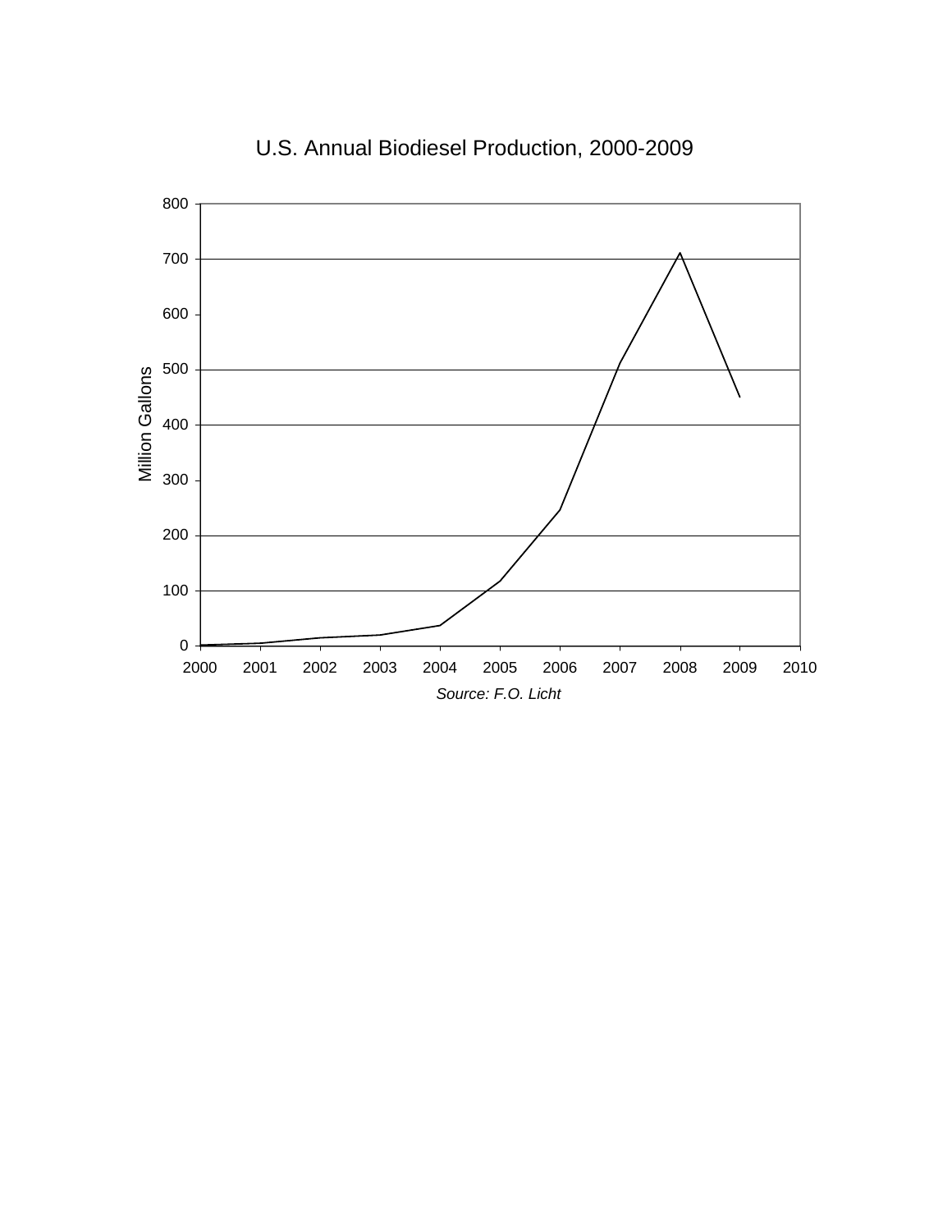U.S. Annual Biodiesel Production, 2000-2009

Million Gallons

*Source: F.O. Licht*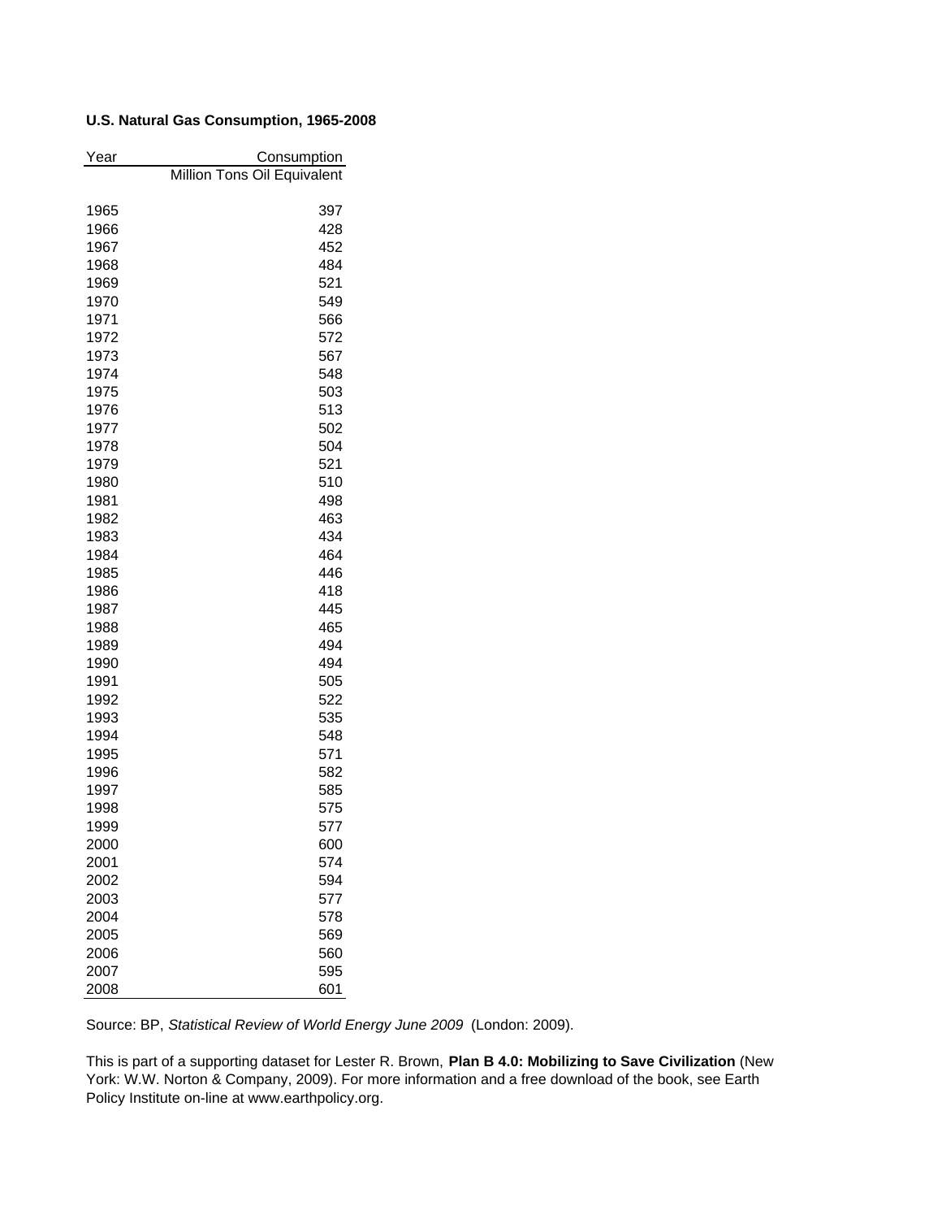**U.S. Natural Gas Consumption, 1965-2008**

| Year | Consumption |
| --- | --- |
| | Million Tons Oil Equivalent |
| 1965 | 397 |
| 1966 | 428 |
| 1967 | 452 |
| 1968 | 484 |
| 1969 | 521 |
| 1970 | 549 |
| 1971 | 566 |
| 1972 | 572 |
| 1973 | 567 |
| 1974 | 548 |
| 1975 | 503 |
| 1976 | 513 |
| 1977 | 502 |
| 1978 | 504 |
| 1979 | 521 |
| 1980 | 510 |
| 1981 | 498 |
| 1982 | 463 |
| 1983 | 434 |
| 1984 | 464 |
| 1985 | 446 |
| 1986 | 418 |
| 1987 | 445 |
| 1988 | 465 |
| 1989 | 494 |
| 1990 | 494 |
| 1991 | 505 |
| 1992 | 522 |
| 1993 | 535 |
| 1994 | 548 |
| 1995 | 571 |
| 1996 | 582 |
| 1997 | 585 |
| 1998 | 575 |
| 1999 | 577 |
| 2000 | 600 |
| 2001 | 574 |
| 2002 | 594 |
| 2003 | 577 |
| 2004 | 578 |
| 2005 | 569 |
| 2006 | 560 |
| 2007 | 595 |
| 2008 | 601 |

Source: BP, *Statistical Review of World Energy June 2009* (London: 2009).

This is part of a supporting dataset for Lester R. Brown, **Plan B 4.0: Mobilizing to Save Civilization** (New York: W.W. Norton & Company, 2009). For more information and a free download of the book, see Earth Policy Institute on-line at www.earthpolicy.org.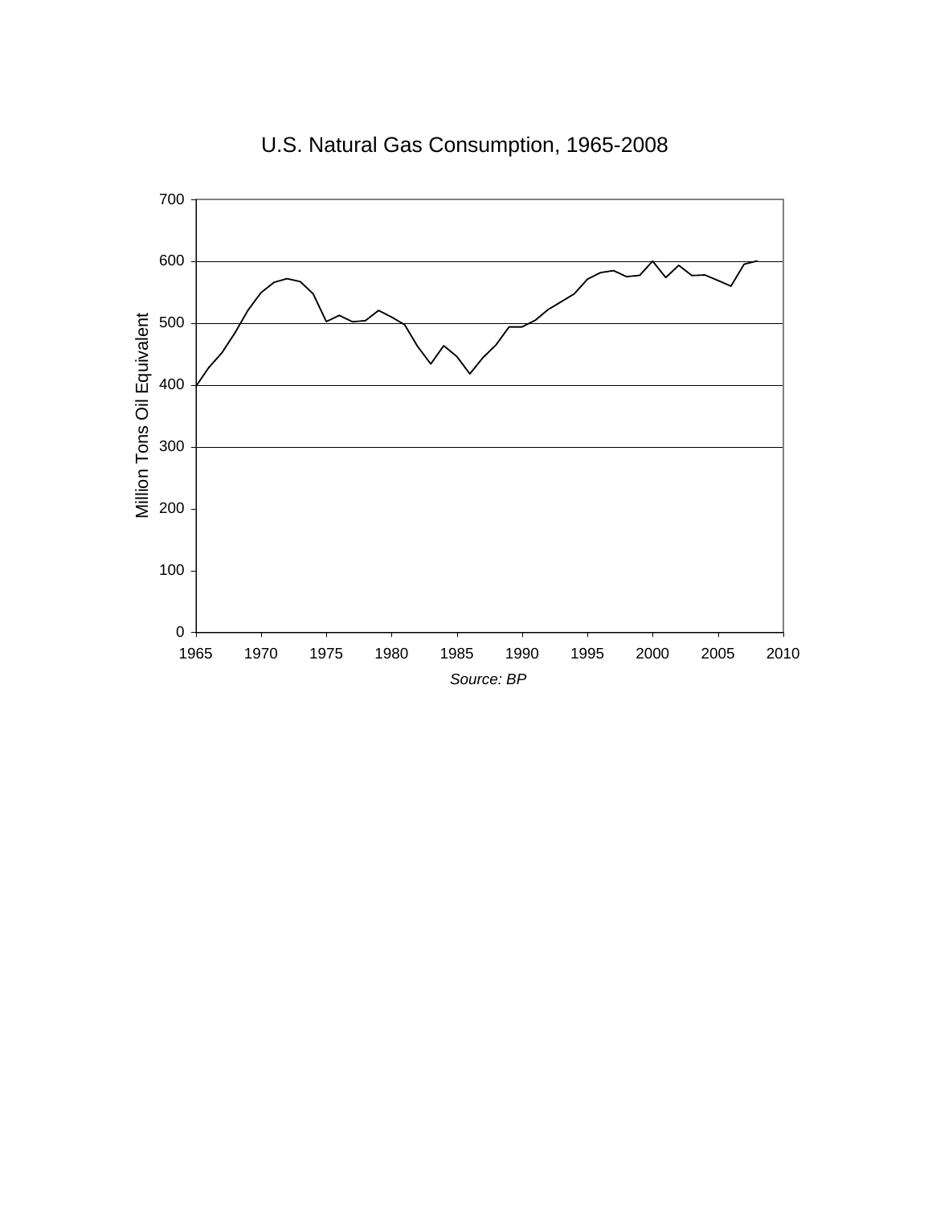U.S. Natural Gas Consumption, 1965-2008

Million Tons Oil Equivalent

*Source: BP*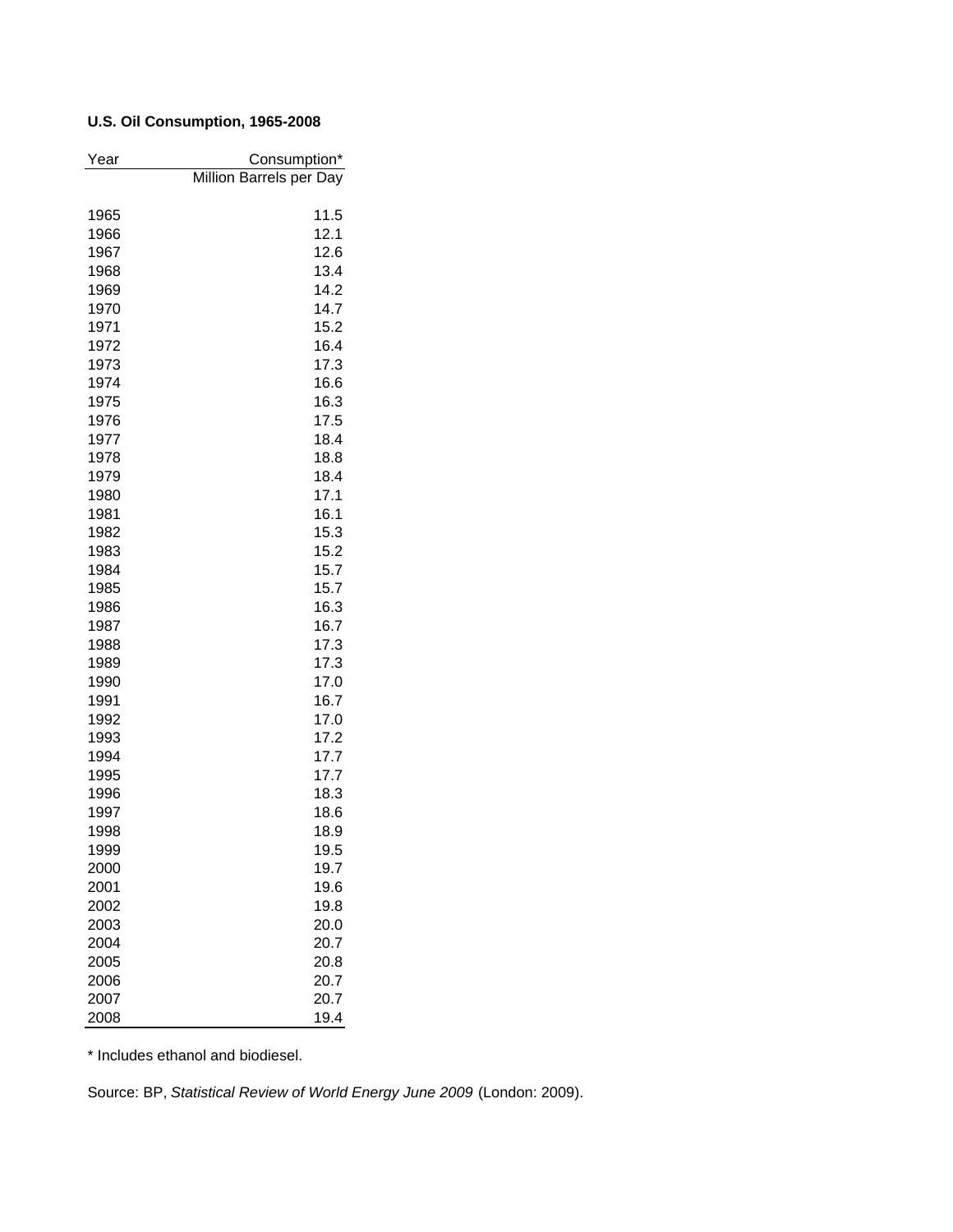**U.S. Oil Consumption, 1965-2008**

| Year | Consumption* |
|---|---|
| | Million Barrels per Day |
| 1965 | 11.5 |
| 1966 | 12.1 |
| 1967 | 12.6 |
| 1968 | 13.4 |
| 1969 | 14.2 |
| 1970 | 14.7 |
| 1971 | 15.2 |
| 1972 | 16.4 |
| 1973 | 17.3 |
| 1974 | 16.6 |
| 1975 | 16.3 |
| 1976 | 17.5 |
| 1977 | 18.4 |
| 1978 | 18.8 |
| 1979 | 18.4 |
| 1980 | 17.1 |
| 1981 | 16.1 |
| 1982 | 15.3 |
| 1983 | 15.2 |
| 1984 | 15.7 |
| 1985 | 15.7 |
| 1986 | 16.3 |
| 1987 | 16.7 |
| 1988 | 17.3 |
| 1989 | 17.3 |
| 1990 | 17.0 |
| 1991 | 16.7 |
| 1992 | 17.0 |
| 1993 | 17.2 |
| 1994 | 17.7 |
| 1995 | 17.7 |
| 1996 | 18.3 |
| 1997 | 18.6 |
| 1998 | 18.9 |
| 1999 | 19.5 |
| 2000 | 19.7 |
| 2001 | 19.6 |
| 2002 | 19.8 |
| 2003 | 20.0 |
| 2004 | 20.7 |
| 2005 | 20.8 |
| 2006 | 20.7 |
| 2007 | 20.7 |
| 2008 | 19.4 |

* Includes ethanol and biodiesel.

Source: BP, *Statistical Review of World Energy June 2009* (London: 2009).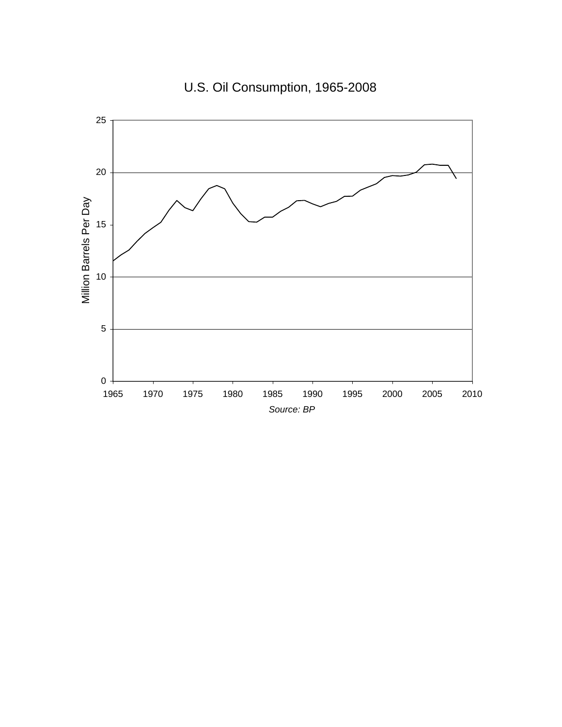U.S. Oil Consumption, 1965-2008

Million Barrels Per Day

25
20
15
10
5
0

1965 1970 1975 1980 1985 1990 1995 2000 2005 2010

*Source: BP*